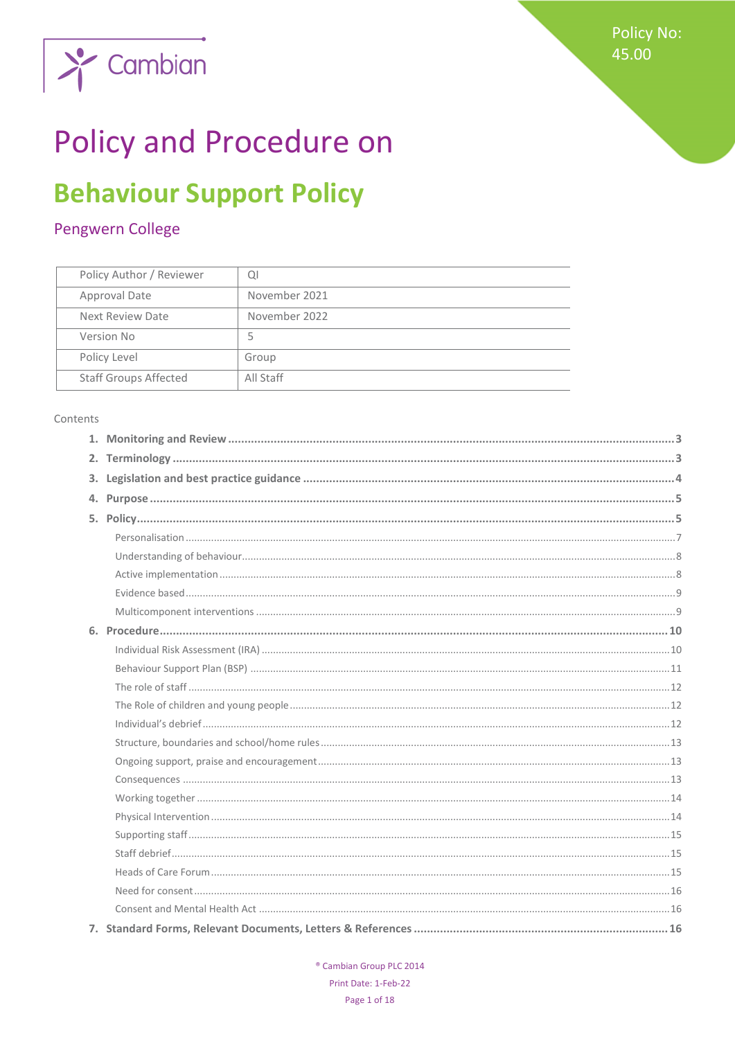Policy No: 45.00

# Policy and Procedure on

## Behaviour Support Policy

### Pengwern College

| Policy Author / Reviewer | QI |
|---|---|
| Approval Date | November 2021 |
| Next Review Date | November 2022 |
| Version No | 5 |
| Policy Level | Group |
| Staff Groups Affected | All Staff |

Contents

1. **Monitoring and Review** .......... 3
2. **Terminology** .......... 3
3. **Legislation and best practice guidance** .......... 4
4. **Purpose** .......... 5
5. **Policy** .......... 5
   - Personalisation .......... 7
   - Understanding of behaviour .......... 8
   - Active implementation .......... 8
   - Evidence based .......... 9
   - Multicomponent interventions .......... 9
6. **Procedure** .......... 10
   - Individual Risk Assessment (IRA) .......... 10
   - Behaviour Support Plan (BSP) .......... 11
   - The role of staff .......... 12
   - The Role of children and young people .......... 12
   - Individual's debrief .......... 12
   - Structure, boundaries and school/home rules .......... 13
   - Ongoing support, praise and encouragement .......... 13
   - Consequences .......... 13
   - Working together .......... 14
   - Physical Intervention .......... 14
   - Supporting staff .......... 15
   - Staff debrief .......... 15
   - Heads of Care Forum .......... 15
   - Need for consent .......... 16
   - Consent and Mental Health Act .......... 16
7. **Standard Forms, Relevant Documents, Letters & References** .......... 16

® Cambian Group PLC 2014

Print Date: 1-Feb-22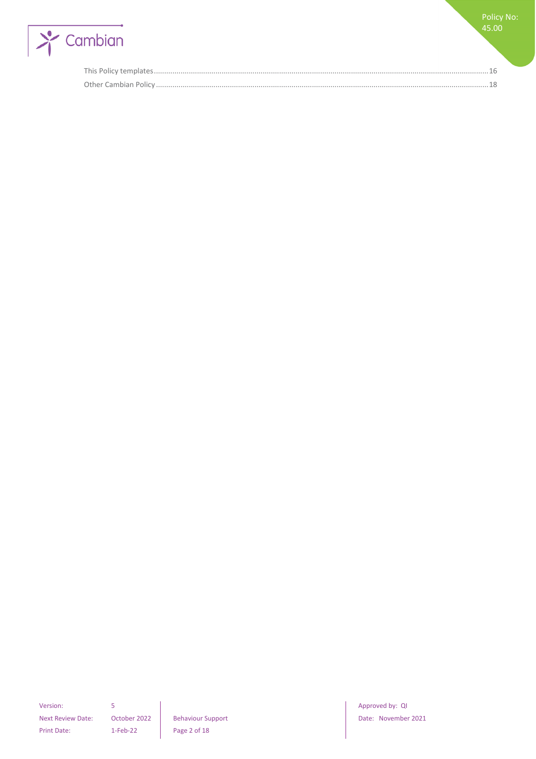This Policy templates....16

Other Cambian Policy....18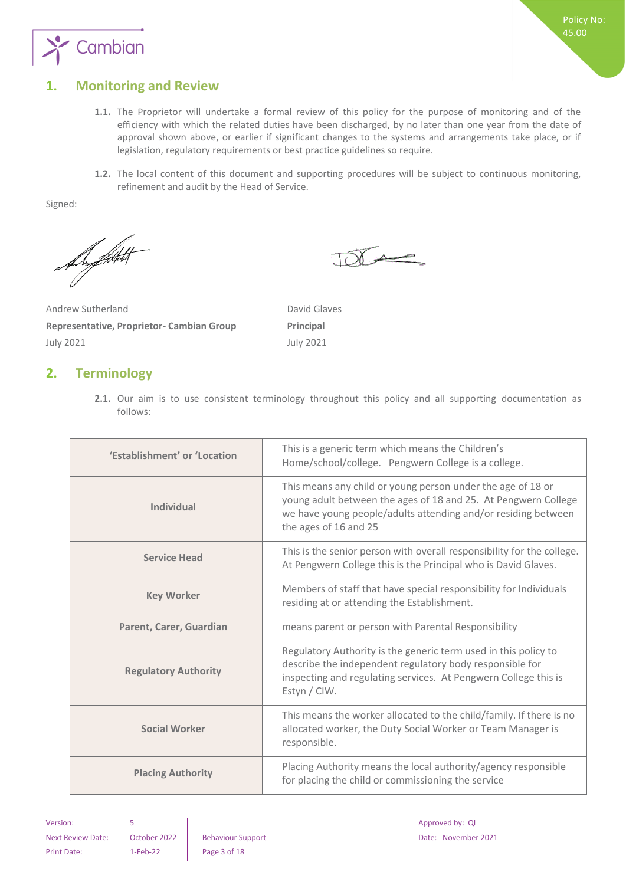## 1. Monitoring and Review

**1.1.** The Proprietor will undertake a formal review of this policy for the purpose of monitoring and of the efficiency with which the related duties have been discharged, by no later than one year from the date of approval shown above, or earlier if significant changes to the systems and arrangements take place, or if legislation, regulatory requirements or best practice guidelines so require.

**1.2.** The local content of this document and supporting procedures will be subject to continuous monitoring, refinement and audit by the Head of Service.

Signed:

| | |
|---|---|
| Andrew Sutherland | David Glaves |
| **Representative, Proprietor- Cambian Group** | **Principal** |
| July 2021 | July 2021 |

## 2. Terminology

**2.1.** Our aim is to use consistent terminology throughout this policy and all supporting documentation as follows:

| | |
|---|---|
| **'Establishment' or 'Location** | This is a generic term which means the Children's Home/school/college. Pengwern College is a college. |
| **Individual** | This means any child or young person under the age of 18 or young adult between the ages of 18 and 25. At Pengwern College we have young people/adults attending and/or residing between the ages of 16 and 25 |
| **Service Head** | This is the senior person with overall responsibility for the college. At Pengwern College this is the Principal who is David Glaves. |
| **Key Worker** | Members of staff that have special responsibility for Individuals residing at or attending the Establishment. |
| **Parent, Carer, Guardian** | means parent or person with Parental Responsibility |
| **Regulatory Authority** | Regulatory Authority is the generic term used in this policy to describe the independent regulatory body responsible for inspecting and regulating services. At Pengwern College this is Estyn / CIW. |
| **Social Worker** | This means the worker allocated to the child/family. If there is no allocated worker, the Duty Social Worker or Team Manager is responsible. |
| **Placing Authority** | Placing Authority means the local authority/agency responsible for placing the child or commissioning the service |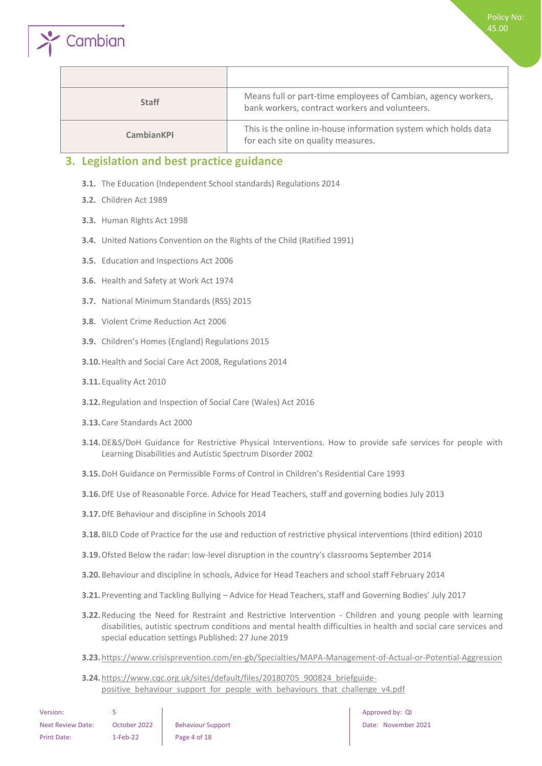| | |
|---|---|
| **Staff** | Means full or part-time employees of Cambian, agency workers, bank workers, contract workers and volunteers. |
| **CambianKPI** | This is the online in-house information system which holds data for each site on quality measures. |

## 3. Legislation and best practice guidance

**3.1.** The Education (Independent School standards) Regulations 2014

**3.2.** Children Act 1989

**3.3.** Human Rights Act 1998

**3.4.** United Nations Convention on the Rights of the Child (Ratified 1991)

**3.5.** Education and Inspections Act 2006

**3.6.** Health and Safety at Work Act 1974

**3.7.** National Minimum Standards (RSS) 2015

**3.8.** Violent Crime Reduction Act 2006

**3.9.** Children's Homes (England) Regulations 2015

**3.10.** Health and Social Care Act 2008, Regulations 2014

**3.11.** Equality Act 2010

**3.12.** Regulation and Inspection of Social Care (Wales) Act 2016

**3.13.** Care Standards Act 2000

**3.14.** DE&S/DoH Guidance for Restrictive Physical Interventions. How to provide safe services for people with Learning Disabilities and Autistic Spectrum Disorder 2002

**3.15.** DoH Guidance on Permissible Forms of Control in Children's Residential Care 1993

**3.16.** DfE Use of Reasonable Force. Advice for Head Teachers, staff and governing bodies July 2013

**3.17.** DfE Behaviour and discipline in Schools 2014

**3.18.** BILD Code of Practice for the use and reduction of restrictive physical interventions (third edition) 2010

**3.19.** Ofsted Below the radar: low-level disruption in the country's classrooms September 2014

**3.20.** Behaviour and discipline in schools, Advice for Head Teachers and school staff February 2014

**3.21.** Preventing and Tackling Bullying – Advice for Head Teachers, staff and Governing Bodies' July 2017

**3.22.** Reducing the Need for Restraint and Restrictive Intervention - Children and young people with learning disabilities, autistic spectrum conditions and mental health difficulties in health and social care services and special education settings Published: 27 June 2019

**3.23.** https://www.crisisprevention.com/en-gb/Specialties/MAPA-Management-of-Actual-or-Potential-Aggression

**3.24.** https://www.cqc.org.uk/sites/default/files/20180705_900824_briefguide-positive_behaviour_support_for_people_with_behaviours_that_challenge_v4.pdf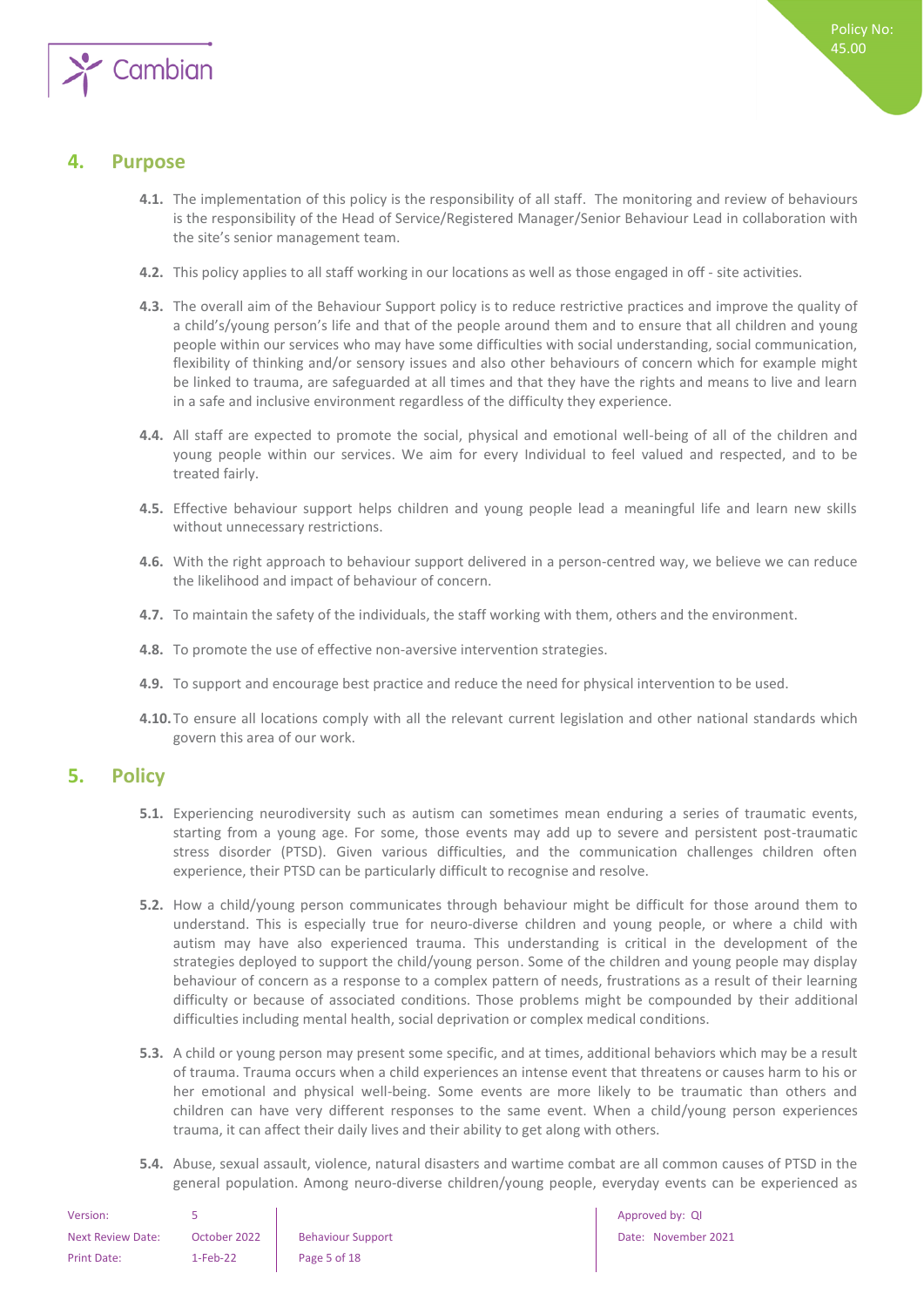## 4. Purpose

**4.1.** The implementation of this policy is the responsibility of all staff. The monitoring and review of behaviours is the responsibility of the Head of Service/Registered Manager/Senior Behaviour Lead in collaboration with the site's senior management team.

**4.2.** This policy applies to all staff working in our locations as well as those engaged in off - site activities.

**4.3.** The overall aim of the Behaviour Support policy is to reduce restrictive practices and improve the quality of a child's/young person's life and that of the people around them and to ensure that all children and young people within our services who may have some difficulties with social understanding, social communication, flexibility of thinking and/or sensory issues and also other behaviours of concern which for example might be linked to trauma, are safeguarded at all times and that they have the rights and means to live and learn in a safe and inclusive environment regardless of the difficulty they experience.

**4.4.** All staff are expected to promote the social, physical and emotional well-being of all of the children and young people within our services. We aim for every Individual to feel valued and respected, and to be treated fairly.

**4.5.** Effective behaviour support helps children and young people lead a meaningful life and learn new skills without unnecessary restrictions.

**4.6.** With the right approach to behaviour support delivered in a person-centred way, we believe we can reduce the likelihood and impact of behaviour of concern.

**4.7.** To maintain the safety of the individuals, the staff working with them, others and the environment.

**4.8.** To promote the use of effective non-aversive intervention strategies.

**4.9.** To support and encourage best practice and reduce the need for physical intervention to be used.

**4.10.** To ensure all locations comply with all the relevant current legislation and other national standards which govern this area of our work.

## 5. Policy

**5.1.** Experiencing neurodiversity such as autism can sometimes mean enduring a series of traumatic events, starting from a young age. For some, those events may add up to severe and persistent post-traumatic stress disorder (PTSD). Given various difficulties, and the communication challenges children often experience, their PTSD can be particularly difficult to recognise and resolve.

**5.2.** How a child/young person communicates through behaviour might be difficult for those around them to understand. This is especially true for neuro-diverse children and young people, or where a child with autism may have also experienced trauma. This understanding is critical in the development of the strategies deployed to support the child/young person. Some of the children and young people may display behaviour of concern as a response to a complex pattern of needs, frustrations as a result of their learning difficulty or because of associated conditions. Those problems might be compounded by their additional difficulties including mental health, social deprivation or complex medical conditions.

**5.3.** A child or young person may present some specific, and at times, additional behaviors which may be a result of trauma. Trauma occurs when a child experiences an intense event that threatens or causes harm to his or her emotional and physical well-being. Some events are more likely to be traumatic than others and children can have very different responses to the same event. When a child/young person experiences trauma, it can affect their daily lives and their ability to get along with others.

**5.4.** Abuse, sexual assault, violence, natural disasters and wartime combat are all common causes of PTSD in the general population. Among neuro-diverse children/young people, everyday events can be experienced as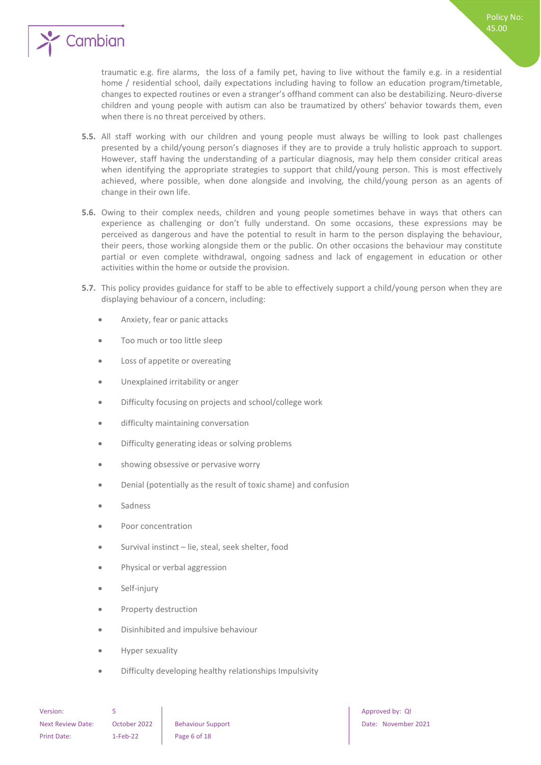traumatic e.g. fire alarms, the loss of a family pet, having to live without the family e.g. in a residential home / residential school, daily expectations including having to follow an education program/timetable, changes to expected routines or even a stranger's offhand comment can also be destabilizing. Neuro-diverse children and young people with autism can also be traumatized by others' behavior towards them, even when there is no threat perceived by others.

**5.5.** All staff working with our children and young people must always be willing to look past challenges presented by a child/young person's diagnoses if they are to provide a truly holistic approach to support. However, staff having the understanding of a particular diagnosis, may help them consider critical areas when identifying the appropriate strategies to support that child/young person. This is most effectively achieved, where possible, when done alongside and involving, the child/young person as an agents of change in their own life.

**5.6.** Owing to their complex needs, children and young people sometimes behave in ways that others can experience as challenging or don't fully understand. On some occasions, these expressions may be perceived as dangerous and have the potential to result in harm to the person displaying the behaviour, their peers, those working alongside them or the public. On other occasions the behaviour may constitute partial or even complete withdrawal, ongoing sadness and lack of engagement in education or other activities within the home or outside the provision.

**5.7.** This policy provides guidance for staff to be able to effectively support a child/young person when they are displaying behaviour of a concern, including:

- Anxiety, fear or panic attacks
- Too much or too little sleep
- Loss of appetite or overeating
- Unexplained irritability or anger
- Difficulty focusing on projects and school/college work
- difficulty maintaining conversation
- Difficulty generating ideas or solving problems
- showing obsessive or pervasive worry
- Denial (potentially as the result of toxic shame) and confusion
- Sadness
- Poor concentration
- Survival instinct – lie, steal, seek shelter, food
- Physical or verbal aggression
- Self-injury
- Property destruction
- Disinhibited and impulsive behaviour
- Hyper sexuality
- Difficulty developing healthy relationships Impulsivity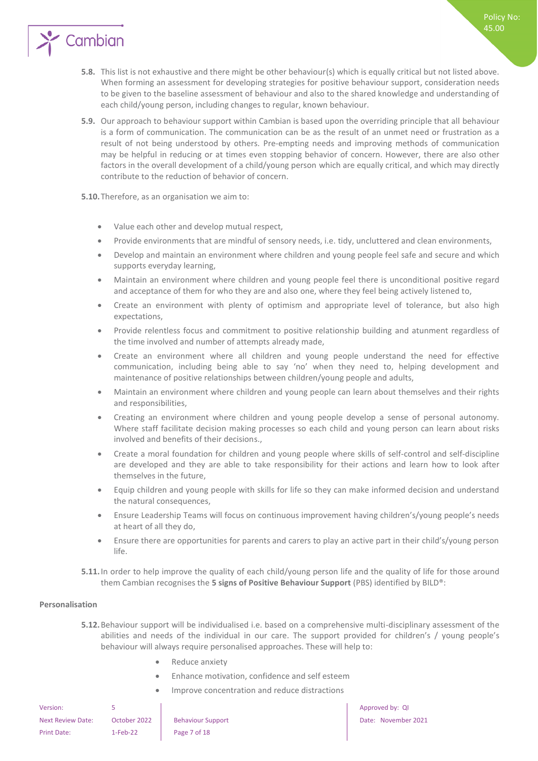**5.8.** This list is not exhaustive and there might be other behaviour(s) which is equally critical but not listed above. When forming an assessment for developing strategies for positive behaviour support, consideration needs to be given to the baseline assessment of behaviour and also to the shared knowledge and understanding of each child/young person, including changes to regular, known behaviour.

**5.9.** Our approach to behaviour support within Cambian is based upon the overriding principle that all behaviour is a form of communication. The communication can be as the result of an unmet need or frustration as a result of not being understood by others. Pre-empting needs and improving methods of communication may be helpful in reducing or at times even stopping behavior of concern. However, there are also other factors in the overall development of a child/young person which are equally critical, and which may directly contribute to the reduction of behavior of concern.

**5.10.** Therefore, as an organisation we aim to:

- Value each other and develop mutual respect,
- Provide environments that are mindful of sensory needs, i.e. tidy, uncluttered and clean environments,
- Develop and maintain an environment where children and young people feel safe and secure and which supports everyday learning,
- Maintain an environment where children and young people feel there is unconditional positive regard and acceptance of them for who they are and also one, where they feel being actively listened to,
- Create an environment with plenty of optimism and appropriate level of tolerance, but also high expectations,
- Provide relentless focus and commitment to positive relationship building and atunment regardless of the time involved and number of attempts already made,
- Create an environment where all children and young people understand the need for effective communication, including being able to say 'no' when they need to, helping development and maintenance of positive relationships between children/young people and adults,
- Maintain an environment where children and young people can learn about themselves and their rights and responsibilities,
- Creating an environment where children and young people develop a sense of personal autonomy. Where staff facilitate decision making processes so each child and young person can learn about risks involved and benefits of their decisions.,
- Create a moral foundation for children and young people where skills of self-control and self-discipline are developed and they are able to take responsibility for their actions and learn how to look after themselves in the future,
- Equip children and young people with skills for life so they can make informed decision and understand the natural consequences,
- Ensure Leadership Teams will focus on continuous improvement having children's/young people's needs at heart of all they do,
- Ensure there are opportunities for parents and carers to play an active part in their child's/young person life.

**5.11.** In order to help improve the quality of each child/young person life and the quality of life for those around them Cambian recognises the **5 signs of Positive Behaviour Support** (PBS) identified by BILD®:

**Personalisation**

**5.12.** Behaviour support will be individualised i.e. based on a comprehensive multi-disciplinary assessment of the abilities and needs of the individual in our care. The support provided for children's / young people's behaviour will always require personalised approaches. These will help to:

- Reduce anxiety
- Enhance motivation, confidence and self esteem
- Improve concentration and reduce distractions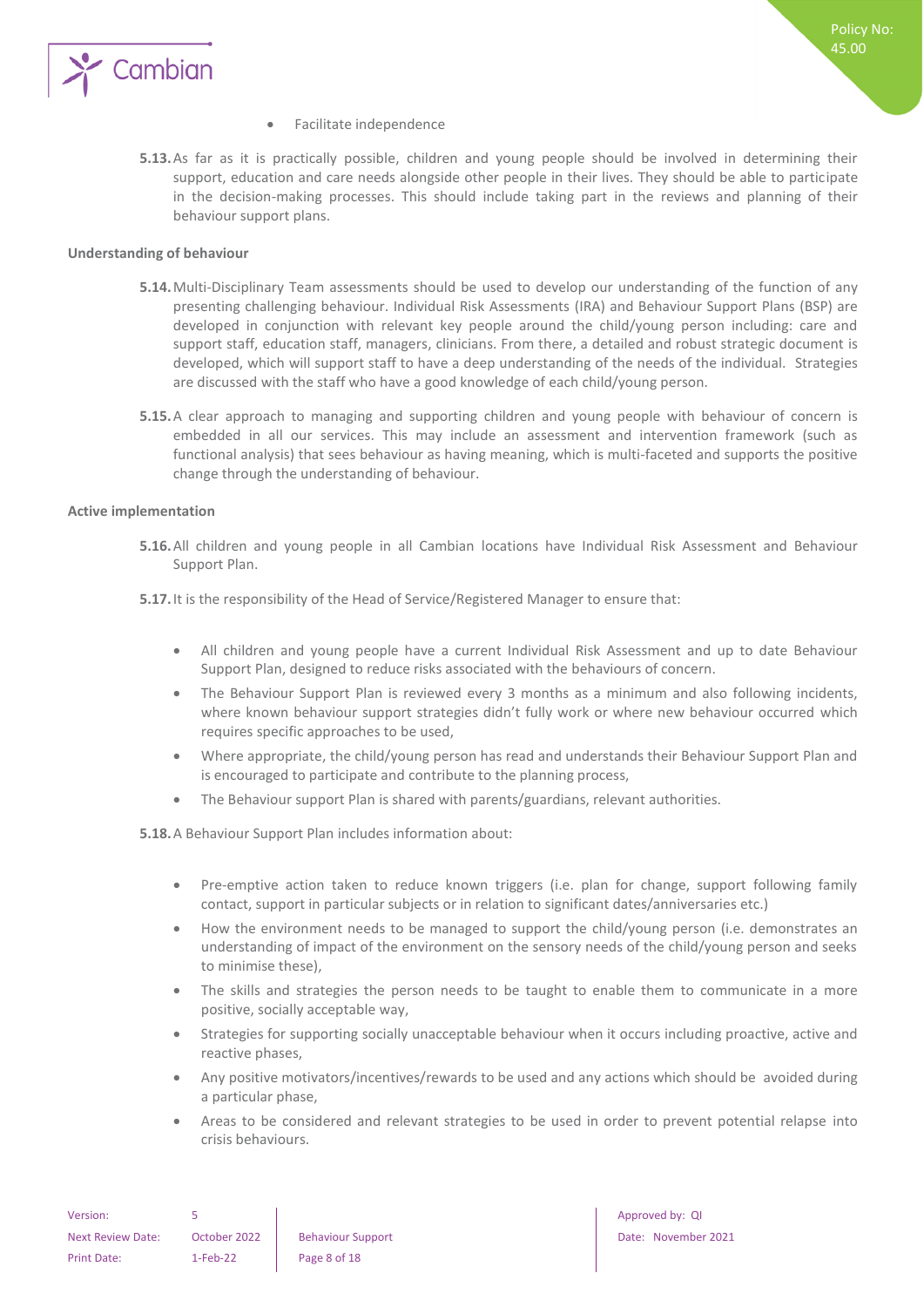- Facilitate independence

**5.13.** As far as it is practically possible, children and young people should be involved in determining their support, education and care needs alongside other people in their lives. They should be able to participate in the decision-making processes. This should include taking part in the reviews and planning of their behaviour support plans.

**Understanding of behaviour**

**5.14.** Multi-Disciplinary Team assessments should be used to develop our understanding of the function of any presenting challenging behaviour. Individual Risk Assessments (IRA) and Behaviour Support Plans (BSP) are developed in conjunction with relevant key people around the child/young person including: care and support staff, education staff, managers, clinicians. From there, a detailed and robust strategic document is developed, which will support staff to have a deep understanding of the needs of the individual. Strategies are discussed with the staff who have a good knowledge of each child/young person.

**5.15.** A clear approach to managing and supporting children and young people with behaviour of concern is embedded in all our services. This may include an assessment and intervention framework (such as functional analysis) that sees behaviour as having meaning, which is multi-faceted and supports the positive change through the understanding of behaviour.

**Active implementation**

**5.16.** All children and young people in all Cambian locations have Individual Risk Assessment and Behaviour Support Plan.

**5.17.** It is the responsibility of the Head of Service/Registered Manager to ensure that:

- All children and young people have a current Individual Risk Assessment and up to date Behaviour Support Plan, designed to reduce risks associated with the behaviours of concern.
- The Behaviour Support Plan is reviewed every 3 months as a minimum and also following incidents, where known behaviour support strategies didn't fully work or where new behaviour occurred which requires specific approaches to be used,
- Where appropriate, the child/young person has read and understands their Behaviour Support Plan and is encouraged to participate and contribute to the planning process,
- The Behaviour support Plan is shared with parents/guardians, relevant authorities.

**5.18.** A Behaviour Support Plan includes information about:

- Pre-emptive action taken to reduce known triggers (i.e. plan for change, support following family contact, support in particular subjects or in relation to significant dates/anniversaries etc.)
- How the environment needs to be managed to support the child/young person (i.e. demonstrates an understanding of impact of the environment on the sensory needs of the child/young person and seeks to minimise these),
- The skills and strategies the person needs to be taught to enable them to communicate in a more positive, socially acceptable way,
- Strategies for supporting socially unacceptable behaviour when it occurs including proactive, active and reactive phases,
- Any positive motivators/incentives/rewards to be used and any actions which should be avoided during a particular phase,
- Areas to be considered and relevant strategies to be used in order to prevent potential relapse into crisis behaviours.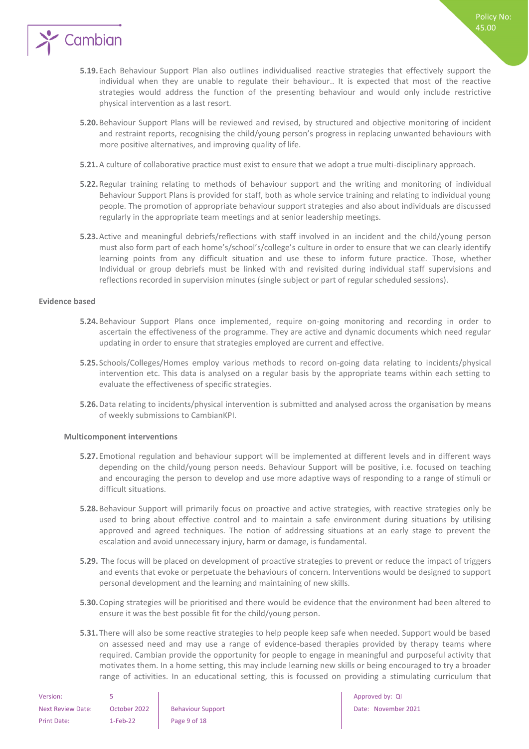**5.19.** Each Behaviour Support Plan also outlines individualised reactive strategies that effectively support the individual when they are unable to regulate their behaviour.. It is expected that most of the reactive strategies would address the function of the presenting behaviour and would only include restrictive physical intervention as a last resort.

**5.20.** Behaviour Support Plans will be reviewed and revised, by structured and objective monitoring of incident and restraint reports, recognising the child/young person's progress in replacing unwanted behaviours with more positive alternatives, and improving quality of life.

**5.21.** A culture of collaborative practice must exist to ensure that we adopt a true multi-disciplinary approach.

**5.22.** Regular training relating to methods of behaviour support and the writing and monitoring of individual Behaviour Support Plans is provided for staff, both as whole service training and relating to individual young people. The promotion of appropriate behaviour support strategies and also about individuals are discussed regularly in the appropriate team meetings and at senior leadership meetings.

**5.23.** Active and meaningful debriefs/reflections with staff involved in an incident and the child/young person must also form part of each home's/school's/college's culture in order to ensure that we can clearly identify learning points from any difficult situation and use these to inform future practice. Those, whether Individual or group debriefs must be linked with and revisited during individual staff supervisions and reflections recorded in supervision minutes (single subject or part of regular scheduled sessions).

**Evidence based**

**5.24.** Behaviour Support Plans once implemented, require on-going monitoring and recording in order to ascertain the effectiveness of the programme. They are active and dynamic documents which need regular updating in order to ensure that strategies employed are current and effective.

**5.25.** Schools/Colleges/Homes employ various methods to record on-going data relating to incidents/physical intervention etc. This data is analysed on a regular basis by the appropriate teams within each setting to evaluate the effectiveness of specific strategies.

**5.26.** Data relating to incidents/physical intervention is submitted and analysed across the organisation by means of weekly submissions to CambianKPI.

**Multicomponent interventions**

**5.27.** Emotional regulation and behaviour support will be implemented at different levels and in different ways depending on the child/young person needs. Behaviour Support will be positive, i.e. focused on teaching and encouraging the person to develop and use more adaptive ways of responding to a range of stimuli or difficult situations.

**5.28.** Behaviour Support will primarily focus on proactive and active strategies, with reactive strategies only be used to bring about effective control and to maintain a safe environment during situations by utilising approved and agreed techniques. The notion of addressing situations at an early stage to prevent the escalation and avoid unnecessary injury, harm or damage, is fundamental.

**5.29.** The focus will be placed on development of proactive strategies to prevent or reduce the impact of triggers and events that evoke or perpetuate the behaviours of concern. Interventions would be designed to support personal development and the learning and maintaining of new skills.

**5.30.** Coping strategies will be prioritised and there would be evidence that the environment had been altered to ensure it was the best possible fit for the child/young person.

**5.31.** There will also be some reactive strategies to help people keep safe when needed. Support would be based on assessed need and may use a range of evidence-based therapies provided by therapy teams where required. Cambian provide the opportunity for people to engage in meaningful and purposeful activity that motivates them. In a home setting, this may include learning new skills or being encouraged to try a broader range of activities. In an educational setting, this is focussed on providing a stimulating curriculum that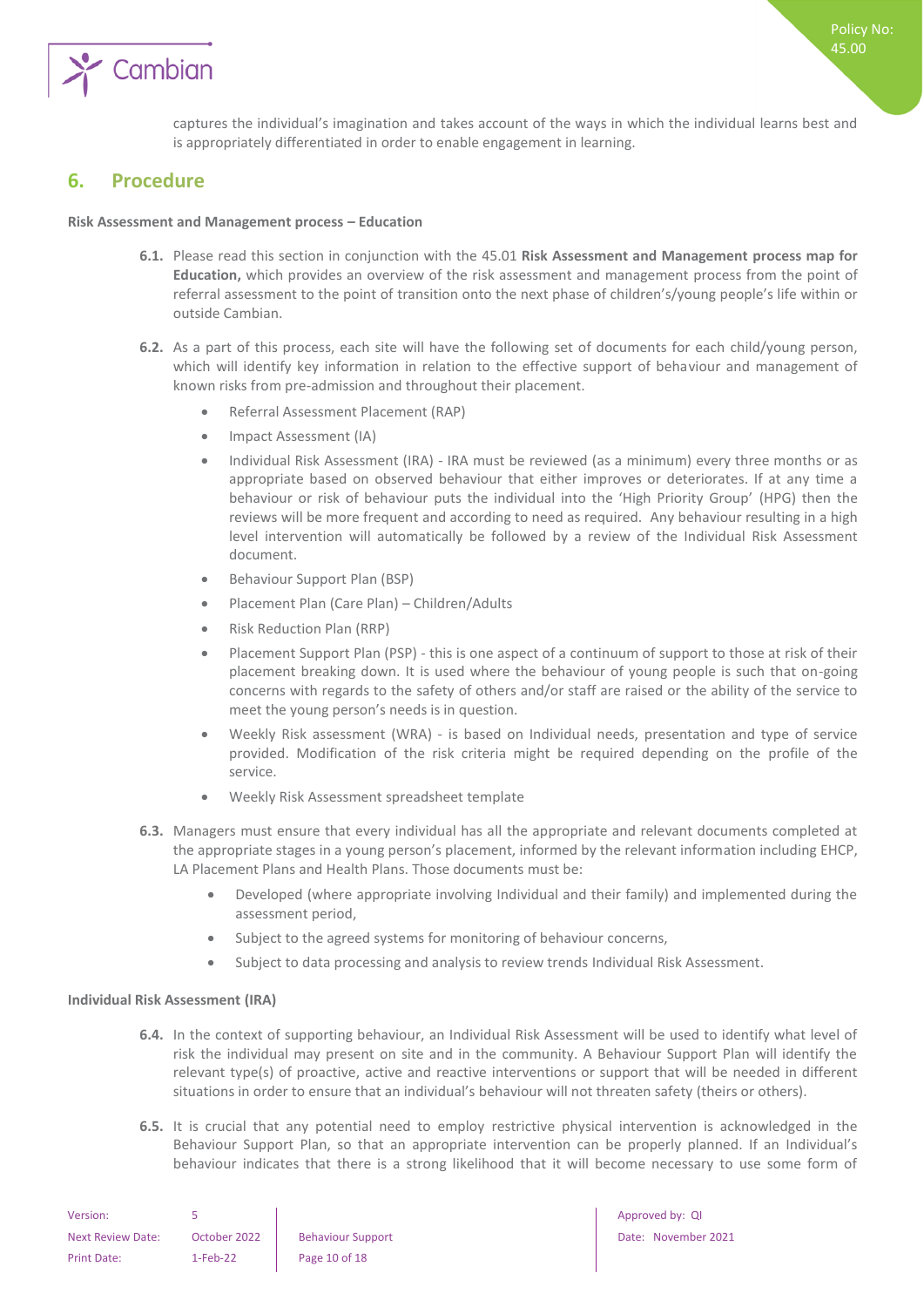captures the individual's imagination and takes account of the ways in which the individual learns best and is appropriately differentiated in order to enable engagement in learning.

## 6. Procedure

**Risk Assessment and Management process – Education**

**6.1.** Please read this section in conjunction with the 45.01 **Risk Assessment and Management process map for Education,** which provides an overview of the risk assessment and management process from the point of referral assessment to the point of transition onto the next phase of children's/young people's life within or outside Cambian.

**6.2.** As a part of this process, each site will have the following set of documents for each child/young person, which will identify key information in relation to the effective support of behaviour and management of known risks from pre-admission and throughout their placement.

- Referral Assessment Placement (RAP)
- Impact Assessment (IA)
- Individual Risk Assessment (IRA) - IRA must be reviewed (as a minimum) every three months or as appropriate based on observed behaviour that either improves or deteriorates. If at any time a behaviour or risk of behaviour puts the individual into the 'High Priority Group' (HPG) then the reviews will be more frequent and according to need as required. Any behaviour resulting in a high level intervention will automatically be followed by a review of the Individual Risk Assessment document.
- Behaviour Support Plan (BSP)
- Placement Plan (Care Plan) – Children/Adults
- Risk Reduction Plan (RRP)
- Placement Support Plan (PSP) - this is one aspect of a continuum of support to those at risk of their placement breaking down. It is used where the behaviour of young people is such that on-going concerns with regards to the safety of others and/or staff are raised or the ability of the service to meet the young person's needs is in question.
- Weekly Risk assessment (WRA) - is based on Individual needs, presentation and type of service provided. Modification of the risk criteria might be required depending on the profile of the service.
- Weekly Risk Assessment spreadsheet template

**6.3.** Managers must ensure that every individual has all the appropriate and relevant documents completed at the appropriate stages in a young person's placement, informed by the relevant information including EHCP, LA Placement Plans and Health Plans. Those documents must be:

- Developed (where appropriate involving Individual and their family) and implemented during the assessment period,
- Subject to the agreed systems for monitoring of behaviour concerns,
- Subject to data processing and analysis to review trends Individual Risk Assessment.

**Individual Risk Assessment (IRA)**

**6.4.** In the context of supporting behaviour, an Individual Risk Assessment will be used to identify what level of risk the individual may present on site and in the community. A Behaviour Support Plan will identify the relevant type(s) of proactive, active and reactive interventions or support that will be needed in different situations in order to ensure that an individual's behaviour will not threaten safety (theirs or others).

**6.5.** It is crucial that any potential need to employ restrictive physical intervention is acknowledged in the Behaviour Support Plan, so that an appropriate intervention can be properly planned. If an Individual's behaviour indicates that there is a strong likelihood that it will become necessary to use some form of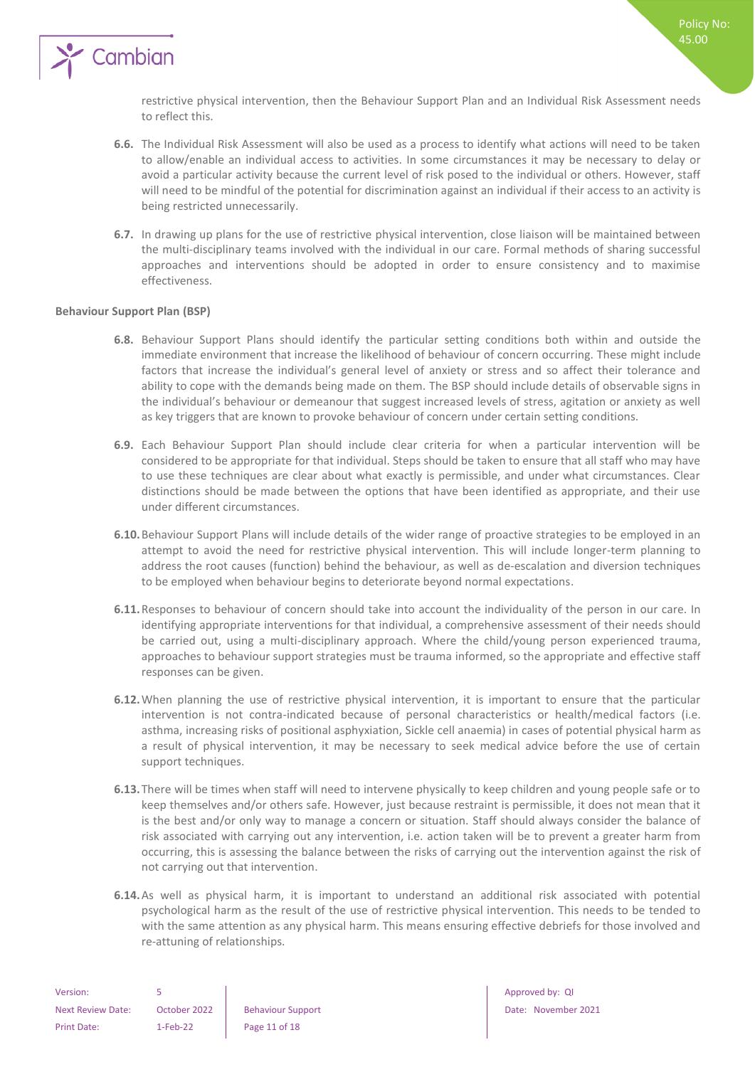restrictive physical intervention, then the Behaviour Support Plan and an Individual Risk Assessment needs to reflect this.

**6.6.** The Individual Risk Assessment will also be used as a process to identify what actions will need to be taken to allow/enable an individual access to activities. In some circumstances it may be necessary to delay or avoid a particular activity because the current level of risk posed to the individual or others. However, staff will need to be mindful of the potential for discrimination against an individual if their access to an activity is being restricted unnecessarily.

**6.7.** In drawing up plans for the use of restrictive physical intervention, close liaison will be maintained between the multi-disciplinary teams involved with the individual in our care. Formal methods of sharing successful approaches and interventions should be adopted in order to ensure consistency and to maximise effectiveness.

**Behaviour Support Plan (BSP)**

**6.8.** Behaviour Support Plans should identify the particular setting conditions both within and outside the immediate environment that increase the likelihood of behaviour of concern occurring. These might include factors that increase the individual's general level of anxiety or stress and so affect their tolerance and ability to cope with the demands being made on them. The BSP should include details of observable signs in the individual's behaviour or demeanour that suggest increased levels of stress, agitation or anxiety as well as key triggers that are known to provoke behaviour of concern under certain setting conditions.

**6.9.** Each Behaviour Support Plan should include clear criteria for when a particular intervention will be considered to be appropriate for that individual. Steps should be taken to ensure that all staff who may have to use these techniques are clear about what exactly is permissible, and under what circumstances. Clear distinctions should be made between the options that have been identified as appropriate, and their use under different circumstances.

**6.10.** Behaviour Support Plans will include details of the wider range of proactive strategies to be employed in an attempt to avoid the need for restrictive physical intervention. This will include longer-term planning to address the root causes (function) behind the behaviour, as well as de-escalation and diversion techniques to be employed when behaviour begins to deteriorate beyond normal expectations.

**6.11.** Responses to behaviour of concern should take into account the individuality of the person in our care. In identifying appropriate interventions for that individual, a comprehensive assessment of their needs should be carried out, using a multi-disciplinary approach. Where the child/young person experienced trauma, approaches to behaviour support strategies must be trauma informed, so the appropriate and effective staff responses can be given.

**6.12.** When planning the use of restrictive physical intervention, it is important to ensure that the particular intervention is not contra-indicated because of personal characteristics or health/medical factors (i.e. asthma, increasing risks of positional asphyxiation, Sickle cell anaemia) in cases of potential physical harm as a result of physical intervention, it may be necessary to seek medical advice before the use of certain support techniques.

**6.13.** There will be times when staff will need to intervene physically to keep children and young people safe or to keep themselves and/or others safe. However, just because restraint is permissible, it does not mean that it is the best and/or only way to manage a concern or situation. Staff should always consider the balance of risk associated with carrying out any intervention, i.e. action taken will be to prevent a greater harm from occurring, this is assessing the balance between the risks of carrying out the intervention against the risk of not carrying out that intervention.

**6.14.** As well as physical harm, it is important to understand an additional risk associated with potential psychological harm as the result of the use of restrictive physical intervention. This needs to be tended to with the same attention as any physical harm. This means ensuring effective debriefs for those involved and re-attuning of relationships.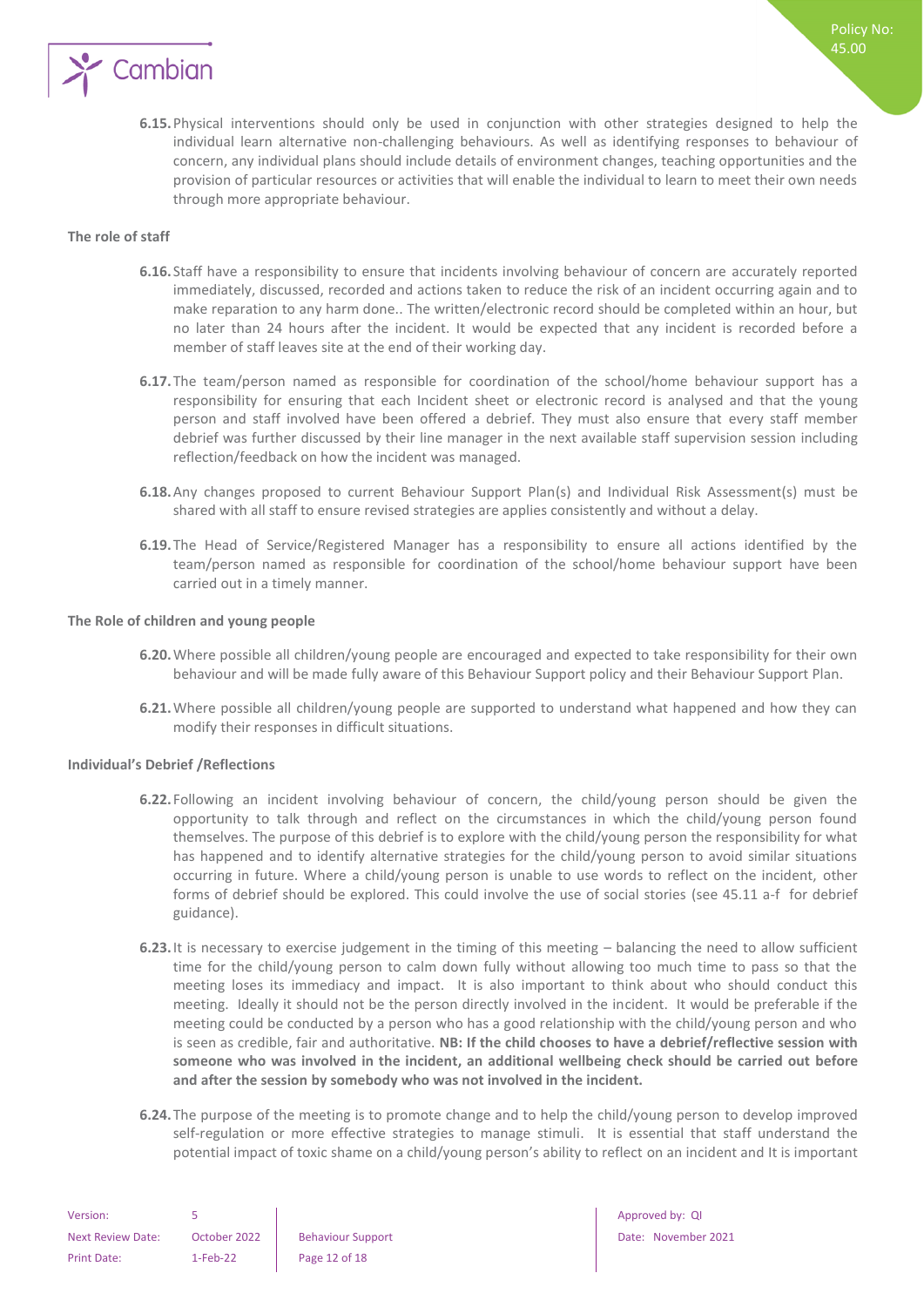**6.15.** Physical interventions should only be used in conjunction with other strategies designed to help the individual learn alternative non-challenging behaviours. As well as identifying responses to behaviour of concern, any individual plans should include details of environment changes, teaching opportunities and the provision of particular resources or activities that will enable the individual to learn to meet their own needs through more appropriate behaviour.

**The role of staff**

**6.16.** Staff have a responsibility to ensure that incidents involving behaviour of concern are accurately reported immediately, discussed, recorded and actions taken to reduce the risk of an incident occurring again and to make reparation to any harm done.. The written/electronic record should be completed within an hour, but no later than 24 hours after the incident. It would be expected that any incident is recorded before a member of staff leaves site at the end of their working day.

**6.17.** The team/person named as responsible for coordination of the school/home behaviour support has a responsibility for ensuring that each Incident sheet or electronic record is analysed and that the young person and staff involved have been offered a debrief. They must also ensure that every staff member debrief was further discussed by their line manager in the next available staff supervision session including reflection/feedback on how the incident was managed.

**6.18.** Any changes proposed to current Behaviour Support Plan(s) and Individual Risk Assessment(s) must be shared with all staff to ensure revised strategies are applies consistently and without a delay.

**6.19.** The Head of Service/Registered Manager has a responsibility to ensure all actions identified by the team/person named as responsible for coordination of the school/home behaviour support have been carried out in a timely manner.

**The Role of children and young people**

**6.20.** Where possible all children/young people are encouraged and expected to take responsibility for their own behaviour and will be made fully aware of this Behaviour Support policy and their Behaviour Support Plan.

**6.21.** Where possible all children/young people are supported to understand what happened and how they can modify their responses in difficult situations.

**Individual's Debrief /Reflections**

**6.22.** Following an incident involving behaviour of concern, the child/young person should be given the opportunity to talk through and reflect on the circumstances in which the child/young person found themselves. The purpose of this debrief is to explore with the child/young person the responsibility for what has happened and to identify alternative strategies for the child/young person to avoid similar situations occurring in future. Where a child/young person is unable to use words to reflect on the incident, other forms of debrief should be explored. This could involve the use of social stories (see 45.11 a-f for debrief guidance).

**6.23.** It is necessary to exercise judgement in the timing of this meeting – balancing the need to allow sufficient time for the child/young person to calm down fully without allowing too much time to pass so that the meeting loses its immediacy and impact. It is also important to think about who should conduct this meeting. Ideally it should not be the person directly involved in the incident. It would be preferable if the meeting could be conducted by a person who has a good relationship with the child/young person and who is seen as credible, fair and authoritative. **NB: If the child chooses to have a debrief/reflective session with someone who was involved in the incident, an additional wellbeing check should be carried out before and after the session by somebody who was not involved in the incident.**

**6.24.** The purpose of the meeting is to promote change and to help the child/young person to develop improved self-regulation or more effective strategies to manage stimuli. It is essential that staff understand the potential impact of toxic shame on a child/young person's ability to reflect on an incident and It is important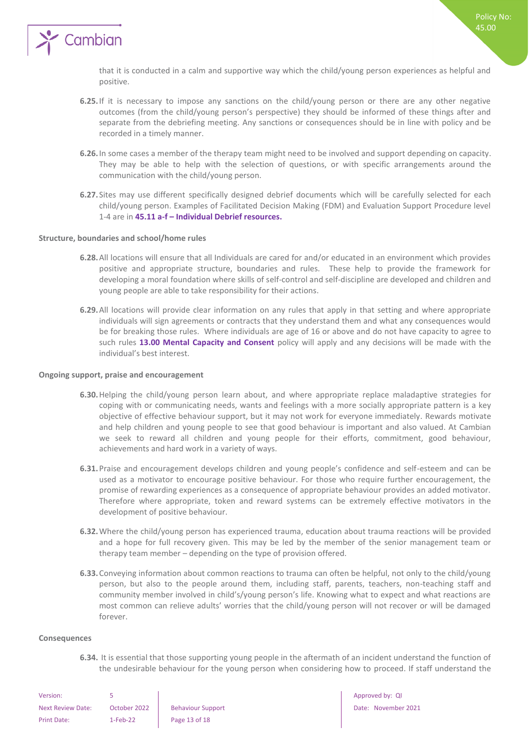that it is conducted in a calm and supportive way which the child/young person experiences as helpful and positive.

**6.25.** If it is necessary to impose any sanctions on the child/young person or there are any other negative outcomes (from the child/young person's perspective) they should be informed of these things after and separate from the debriefing meeting. Any sanctions or consequences should be in line with policy and be recorded in a timely manner.

**6.26.** In some cases a member of the therapy team might need to be involved and support depending on capacity. They may be able to help with the selection of questions, or with specific arrangements around the communication with the child/young person.

**6.27.** Sites may use different specifically designed debrief documents which will be carefully selected for each child/young person. Examples of Facilitated Decision Making (FDM) and Evaluation Support Procedure level 1-4 are in **45.11 a-f – Individual Debrief resources.**

**Structure, boundaries and school/home rules**

**6.28.** All locations will ensure that all Individuals are cared for and/or educated in an environment which provides positive and appropriate structure, boundaries and rules. These help to provide the framework for developing a moral foundation where skills of self-control and self-discipline are developed and children and young people are able to take responsibility for their actions.

**6.29.** All locations will provide clear information on any rules that apply in that setting and where appropriate individuals will sign agreements or contracts that they understand them and what any consequences would be for breaking those rules. Where individuals are age of 16 or above and do not have capacity to agree to such rules **13.00 Mental Capacity and Consent** policy will apply and any decisions will be made with the individual's best interest.

**Ongoing support, praise and encouragement**

**6.30.** Helping the child/young person learn about, and where appropriate replace maladaptive strategies for coping with or communicating needs, wants and feelings with a more socially appropriate pattern is a key objective of effective behaviour support, but it may not work for everyone immediately. Rewards motivate and help children and young people to see that good behaviour is important and also valued. At Cambian we seek to reward all children and young people for their efforts, commitment, good behaviour, achievements and hard work in a variety of ways.

**6.31.** Praise and encouragement develops children and young people's confidence and self-esteem and can be used as a motivator to encourage positive behaviour. For those who require further encouragement, the promise of rewarding experiences as a consequence of appropriate behaviour provides an added motivator. Therefore where appropriate, token and reward systems can be extremely effective motivators in the development of positive behaviour.

**6.32.** Where the child/young person has experienced trauma, education about trauma reactions will be provided and a hope for full recovery given. This may be led by the member of the senior management team or therapy team member – depending on the type of provision offered.

**6.33.** Conveying information about common reactions to trauma can often be helpful, not only to the child/young person, but also to the people around them, including staff, parents, teachers, non-teaching staff and community member involved in child's/young person's life. Knowing what to expect and what reactions are most common can relieve adults' worries that the child/young person will not recover or will be damaged forever.

**Consequences**

**6.34.** It is essential that those supporting young people in the aftermath of an incident understand the function of the undesirable behaviour for the young person when considering how to proceed. If staff understand the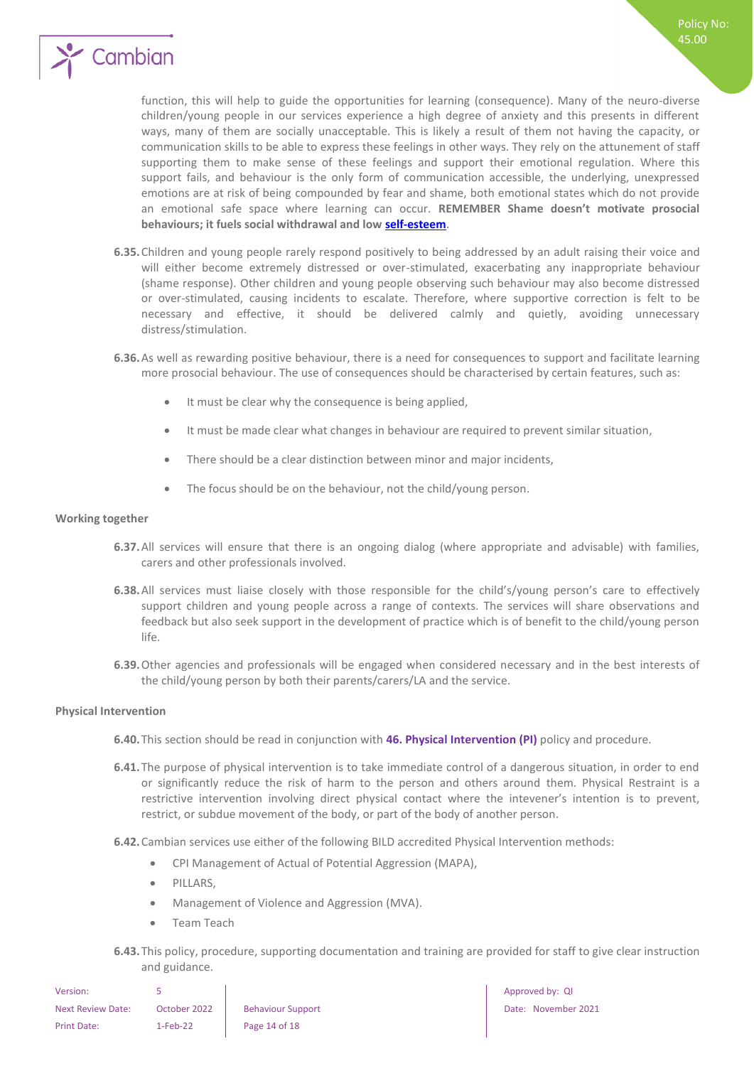function, this will help to guide the opportunities for learning (consequence). Many of the neuro-diverse children/young people in our services experience a high degree of anxiety and this presents in different ways, many of them are socially unacceptable. This is likely a result of them not having the capacity, or communication skills to be able to express these feelings in other ways. They rely on the attunement of staff supporting them to make sense of these feelings and support their emotional regulation. Where this support fails, and behaviour is the only form of communication accessible, the underlying, unexpressed emotions are at risk of being compounded by fear and shame, both emotional states which do not provide an emotional safe space where learning can occur. **REMEMBER Shame doesn't motivate prosocial behaviours; it fuels social withdrawal and low self-esteem**.

**6.35.** Children and young people rarely respond positively to being addressed by an adult raising their voice and will either become extremely distressed or over-stimulated, exacerbating any inappropriate behaviour (shame response). Other children and young people observing such behaviour may also become distressed or over-stimulated, causing incidents to escalate. Therefore, where supportive correction is felt to be necessary and effective, it should be delivered calmly and quietly, avoiding unnecessary distress/stimulation.

**6.36.** As well as rewarding positive behaviour, there is a need for consequences to support and facilitate learning more prosocial behaviour. The use of consequences should be characterised by certain features, such as:

- It must be clear why the consequence is being applied,
- It must be made clear what changes in behaviour are required to prevent similar situation,
- There should be a clear distinction between minor and major incidents,
- The focus should be on the behaviour, not the child/young person.

**Working together**

**6.37.** All services will ensure that there is an ongoing dialog (where appropriate and advisable) with families, carers and other professionals involved.

**6.38.** All services must liaise closely with those responsible for the child's/young person's care to effectively support children and young people across a range of contexts. The services will share observations and feedback but also seek support in the development of practice which is of benefit to the child/young person life.

**6.39.** Other agencies and professionals will be engaged when considered necessary and in the best interests of the child/young person by both their parents/carers/LA and the service.

**Physical Intervention**

**6.40.** This section should be read in conjunction with **46. Physical Intervention (PI)** policy and procedure.

**6.41.** The purpose of physical intervention is to take immediate control of a dangerous situation, in order to end or significantly reduce the risk of harm to the person and others around them. Physical Restraint is a restrictive intervention involving direct physical contact where the intevener's intention is to prevent, restrict, or subdue movement of the body, or part of the body of another person.

**6.42.** Cambian services use either of the following BILD accredited Physical Intervention methods:

- CPI Management of Actual of Potential Aggression (MAPA),
- PILLARS,
- Management of Violence and Aggression (MVA).
- Team Teach

**6.43.** This policy, procedure, supporting documentation and training are provided for staff to give clear instruction and guidance.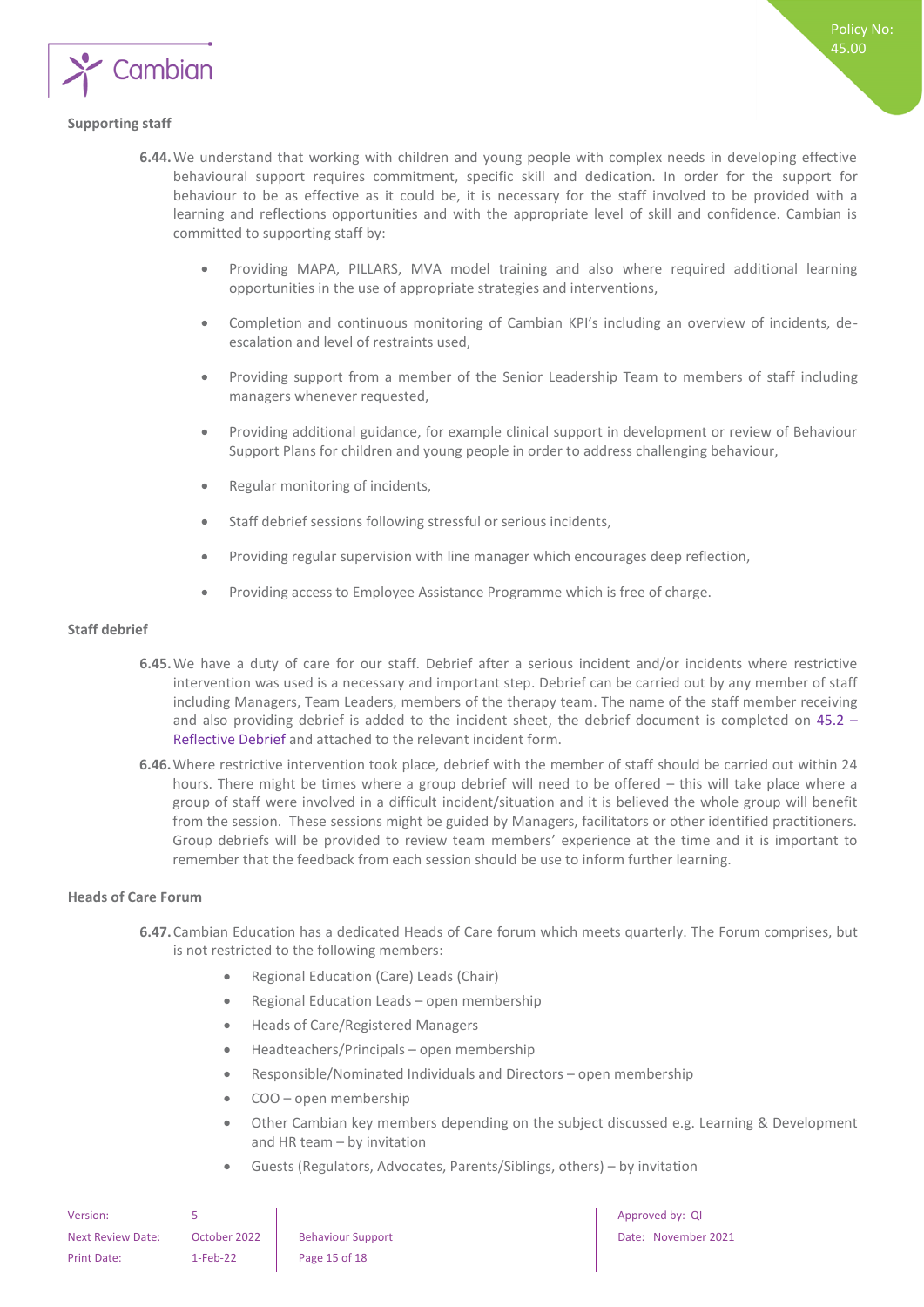### Supporting staff

**6.44.** We understand that working with children and young people with complex needs in developing effective behavioural support requires commitment, specific skill and dedication. In order for the support for behaviour to be as effective as it could be, it is necessary for the staff involved to be provided with a learning and reflections opportunities and with the appropriate level of skill and confidence. Cambian is committed to supporting staff by:

- Providing MAPA, PILLARS, MVA model training and also where required additional learning opportunities in the use of appropriate strategies and interventions,
- Completion and continuous monitoring of Cambian KPI's including an overview of incidents, de-escalation and level of restraints used,
- Providing support from a member of the Senior Leadership Team to members of staff including managers whenever requested,
- Providing additional guidance, for example clinical support in development or review of Behaviour Support Plans for children and young people in order to address challenging behaviour,
- Regular monitoring of incidents,
- Staff debrief sessions following stressful or serious incidents,
- Providing regular supervision with line manager which encourages deep reflection,
- Providing access to Employee Assistance Programme which is free of charge.

### Staff debrief

**6.45.** We have a duty of care for our staff. Debrief after a serious incident and/or incidents where restrictive intervention was used is a necessary and important step. Debrief can be carried out by any member of staff including Managers, Team Leaders, members of the therapy team. The name of the staff member receiving and also providing debrief is added to the incident sheet, the debrief document is completed on 45.2 – Reflective Debrief and attached to the relevant incident form.

**6.46.** Where restrictive intervention took place, debrief with the member of staff should be carried out within 24 hours. There might be times where a group debrief will need to be offered – this will take place where a group of staff were involved in a difficult incident/situation and it is believed the whole group will benefit from the session. These sessions might be guided by Managers, facilitators or other identified practitioners. Group debriefs will be provided to review team members' experience at the time and it is important to remember that the feedback from each session should be use to inform further learning.

### Heads of Care Forum

**6.47.** Cambian Education has a dedicated Heads of Care forum which meets quarterly. The Forum comprises, but is not restricted to the following members:

- Regional Education (Care) Leads (Chair)
- Regional Education Leads – open membership
- Heads of Care/Registered Managers
- Headteachers/Principals – open membership
- Responsible/Nominated Individuals and Directors – open membership
- COO – open membership
- Other Cambian key members depending on the subject discussed e.g. Learning & Development and HR team – by invitation
- Guests (Regulators, Advocates, Parents/Siblings, others) – by invitation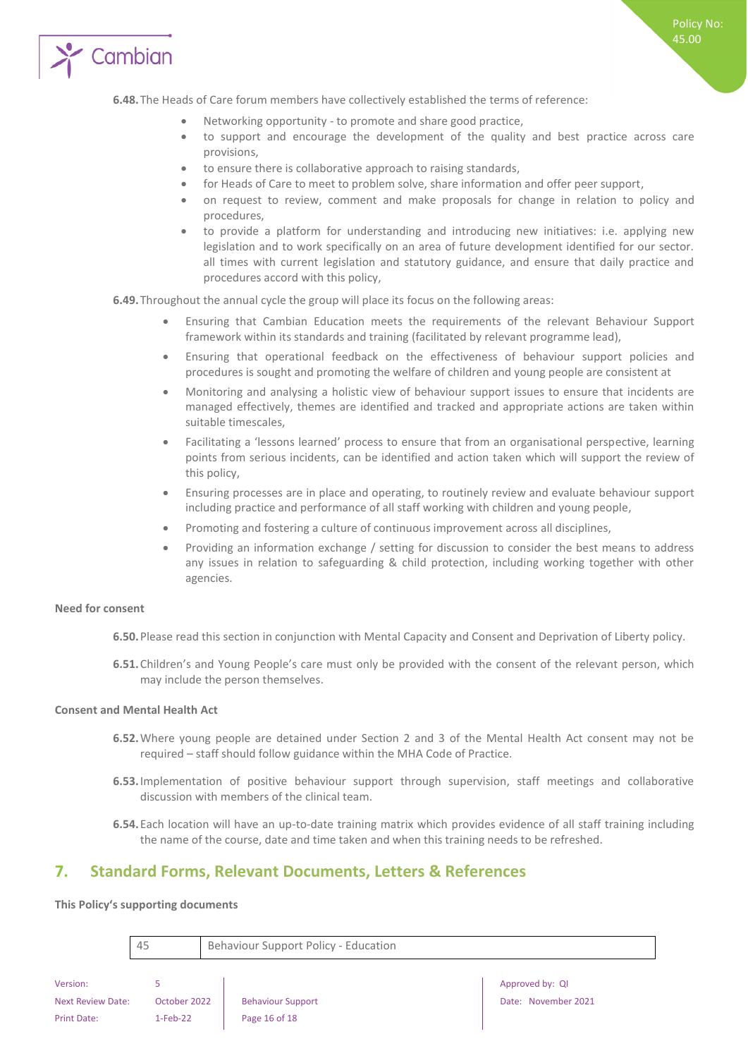**6.48.** The Heads of Care forum members have collectively established the terms of reference:

- Networking opportunity - to promote and share good practice,
- to support and encourage the development of the quality and best practice across care provisions,
- to ensure there is collaborative approach to raising standards,
- for Heads of Care to meet to problem solve, share information and offer peer support,
- on request to review, comment and make proposals for change in relation to policy and procedures,
- to provide a platform for understanding and introducing new initiatives: i.e. applying new legislation and to work specifically on an area of future development identified for our sector. all times with current legislation and statutory guidance, and ensure that daily practice and procedures accord with this policy,

**6.49.** Throughout the annual cycle the group will place its focus on the following areas:

- Ensuring that Cambian Education meets the requirements of the relevant Behaviour Support framework within its standards and training (facilitated by relevant programme lead),
- Ensuring that operational feedback on the effectiveness of behaviour support policies and procedures is sought and promoting the welfare of children and young people are consistent at
- Monitoring and analysing a holistic view of behaviour support issues to ensure that incidents are managed effectively, themes are identified and tracked and appropriate actions are taken within suitable timescales,
- Facilitating a 'lessons learned' process to ensure that from an organisational perspective, learning points from serious incidents, can be identified and action taken which will support the review of this policy,
- Ensuring processes are in place and operating, to routinely review and evaluate behaviour support including practice and performance of all staff working with children and young people,
- Promoting and fostering a culture of continuous improvement across all disciplines,
- Providing an information exchange / setting for discussion to consider the best means to address any issues in relation to safeguarding & child protection, including working together with other agencies.

**Need for consent**

**6.50.** Please read this section in conjunction with Mental Capacity and Consent and Deprivation of Liberty policy.

**6.51.** Children's and Young People's care must only be provided with the consent of the relevant person, which may include the person themselves.

**Consent and Mental Health Act**

**6.52.** Where young people are detained under Section 2 and 3 of the Mental Health Act consent may not be required – staff should follow guidance within the MHA Code of Practice.

**6.53.** Implementation of positive behaviour support through supervision, staff meetings and collaborative discussion with members of the clinical team.

**6.54.** Each location will have an up-to-date training matrix which provides evidence of all staff training including the name of the course, date and time taken and when this training needs to be refreshed.

## 7. Standard Forms, Relevant Documents, Letters & References

**This Policy's supporting documents**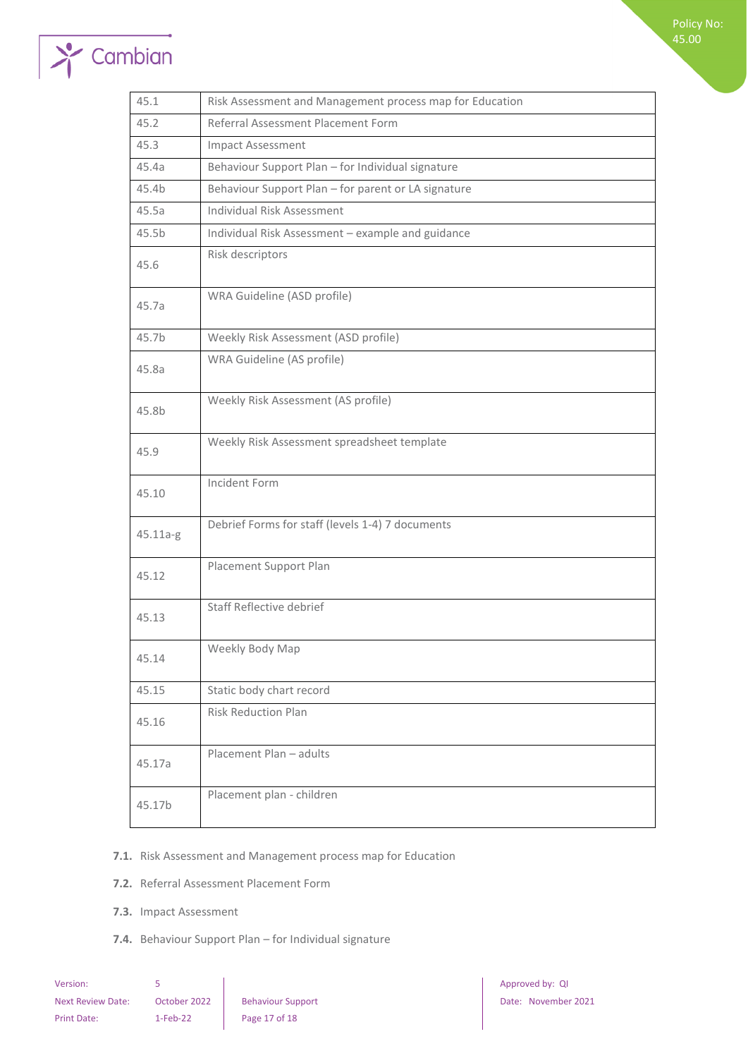| | |
|---|---|
| 45.1 | Risk Assessment and Management process map for Education |
| 45.2 | Referral Assessment Placement Form |
| 45.3 | Impact Assessment |
| 45.4a | Behaviour Support Plan – for Individual signature |
| 45.4b | Behaviour Support Plan – for parent or LA signature |
| 45.5a | Individual Risk Assessment |
| 45.5b | Individual Risk Assessment – example and guidance |
| 45.6 | Risk descriptors |
| 45.7a | WRA Guideline (ASD profile) |
| 45.7b | Weekly Risk Assessment (ASD profile) |
| 45.8a | WRA Guideline (AS profile) |
| 45.8b | Weekly Risk Assessment (AS profile) |
| 45.9 | Weekly Risk Assessment spreadsheet template |
| 45.10 | Incident Form |
| 45.11a-g | Debrief Forms for staff (levels 1-4) 7 documents |
| 45.12 | Placement Support Plan |
| 45.13 | Staff Reflective debrief |
| 45.14 | Weekly Body Map |
| 45.15 | Static body chart record |
| 45.16 | Risk Reduction Plan |
| 45.17a | Placement Plan – adults |
| 45.17b | Placement plan - children |

**7.1.** Risk Assessment and Management process map for Education

**7.2.** Referral Assessment Placement Form

**7.3.** Impact Assessment

**7.4.** Behaviour Support Plan – for Individual signature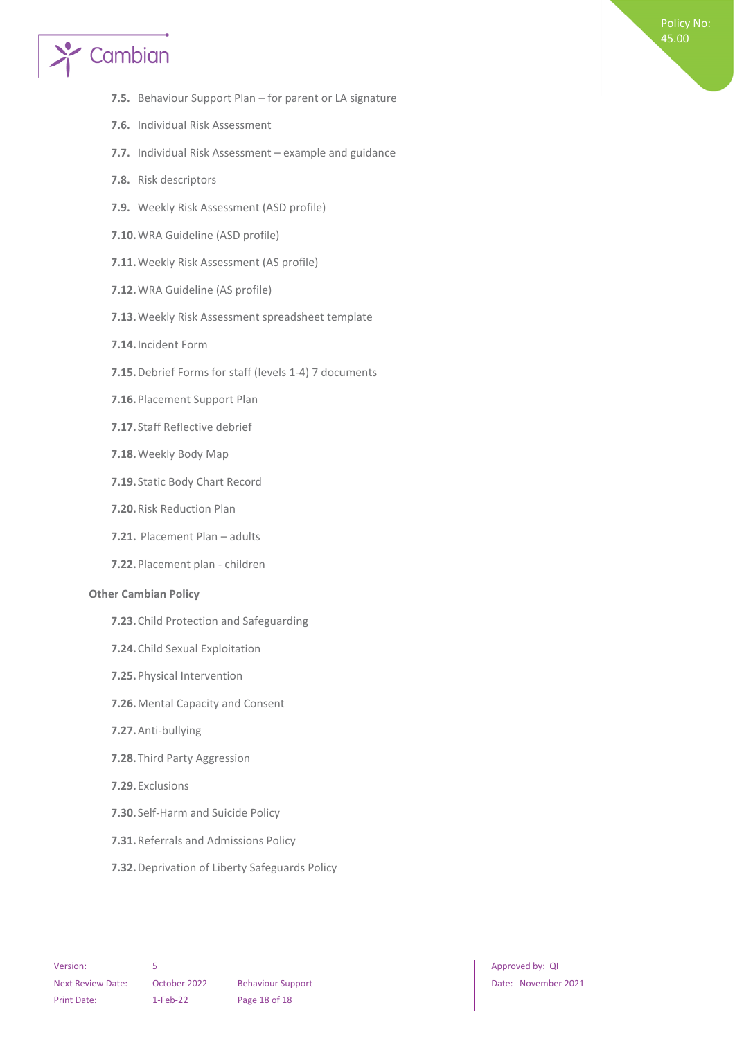- **7.5.** Behaviour Support Plan – for parent or LA signature
- **7.6.** Individual Risk Assessment
- **7.7.** Individual Risk Assessment – example and guidance
- **7.8.** Risk descriptors
- **7.9.** Weekly Risk Assessment (ASD profile)
- **7.10.** WRA Guideline (ASD profile)
- **7.11.** Weekly Risk Assessment (AS profile)
- **7.12.** WRA Guideline (AS profile)
- **7.13.** Weekly Risk Assessment spreadsheet template
- **7.14.** Incident Form
- **7.15.** Debrief Forms for staff (levels 1-4) 7 documents
- **7.16.** Placement Support Plan
- **7.17.** Staff Reflective debrief
- **7.18.** Weekly Body Map
- **7.19.** Static Body Chart Record
- **7.20.** Risk Reduction Plan
- **7.21.** Placement Plan – adults
- **7.22.** Placement plan - children

**Other Cambian Policy**

- **7.23.** Child Protection and Safeguarding
- **7.24.** Child Sexual Exploitation
- **7.25.** Physical Intervention
- **7.26.** Mental Capacity and Consent
- **7.27.** Anti-bullying
- **7.28.** Third Party Aggression
- **7.29.** Exclusions
- **7.30.** Self-Harm and Suicide Policy
- **7.31.** Referrals and Admissions Policy
- **7.32.** Deprivation of Liberty Safeguards Policy